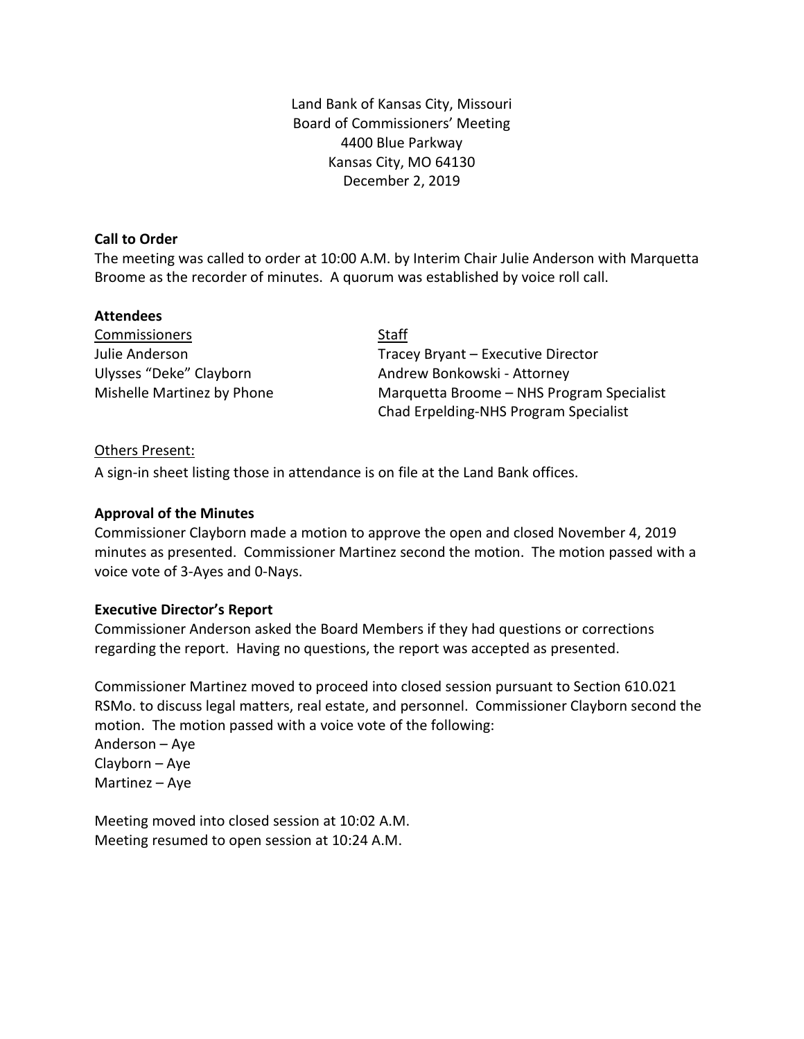Land Bank of Kansas City, Missouri
Board of Commissioners' Meeting
4400 Blue Parkway
Kansas City, MO 64130
December 2, 2019

**Call to Order**

The meeting was called to order at 10:00 A.M. by Interim Chair Julie Anderson with Marquetta Broome as the recorder of minutes. A quorum was established by voice roll call.

**Attendees**

| Commissioners | Staff |
|---|---|
| Julie Anderson | Tracey Bryant – Executive Director |
| Ulysses "Deke" Clayborn | Andrew Bonkowski - Attorney |
| Mishelle Martinez by Phone | Marquetta Broome – NHS Program Specialist |
| | Chad Erpelding-NHS Program Specialist |

Others Present:

A sign-in sheet listing those in attendance is on file at the Land Bank offices.

**Approval of the Minutes**

Commissioner Clayborn made a motion to approve the open and closed November 4, 2019 minutes as presented. Commissioner Martinez second the motion. The motion passed with a voice vote of 3-Ayes and 0-Nays.

**Executive Director's Report**

Commissioner Anderson asked the Board Members if they had questions or corrections regarding the report. Having no questions, the report was accepted as presented.

Commissioner Martinez moved to proceed into closed session pursuant to Section 610.021 RSMo. to discuss legal matters, real estate, and personnel. Commissioner Clayborn second the motion. The motion passed with a voice vote of the following:

Anderson – Aye
Clayborn – Aye
Martinez – Aye

Meeting moved into closed session at 10:02 A.M.
Meeting resumed to open session at 10:24 A.M.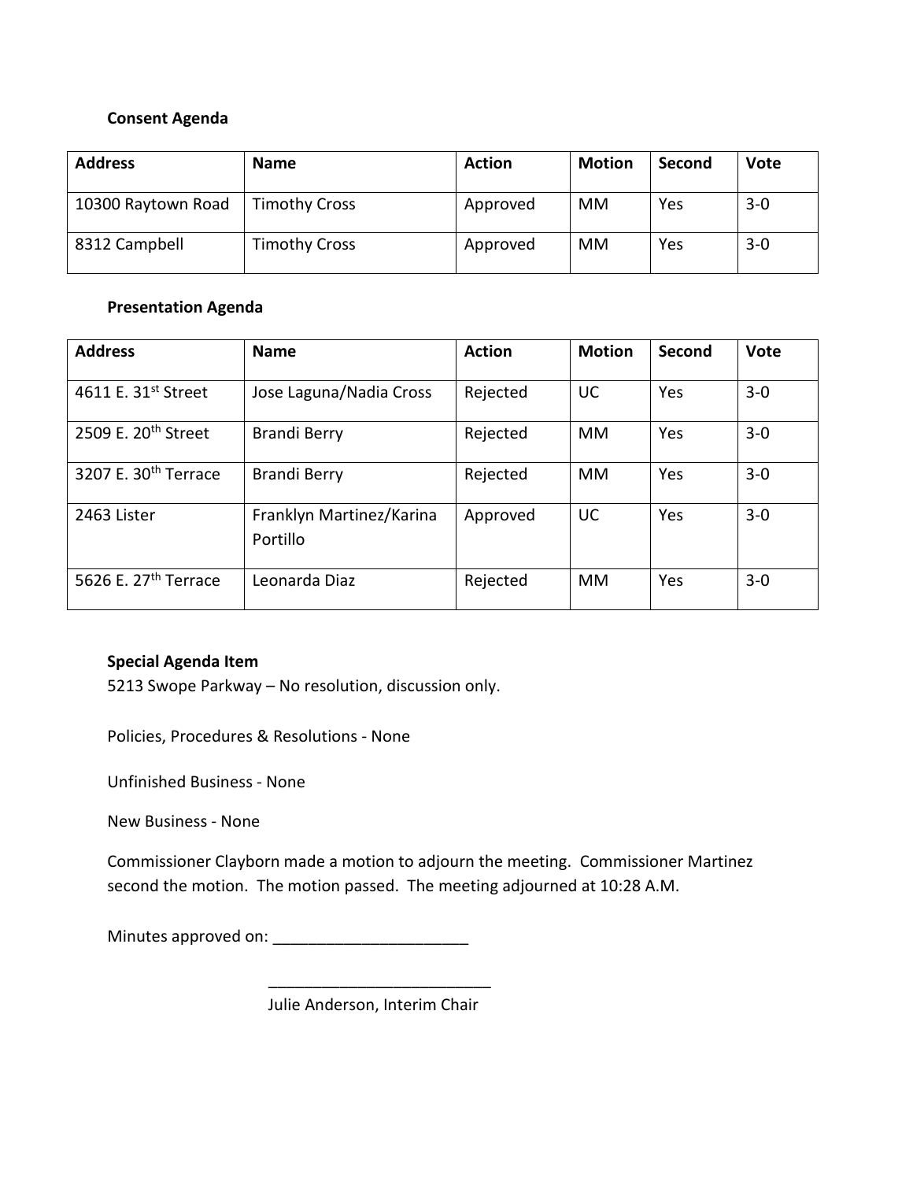**Consent Agenda**

| Address | Name | Action | Motion | Second | Vote |
|---|---|---|---|---|---|
| 10300 Raytown Road | Timothy Cross | Approved | MM | Yes | 3-0 |
| 8312 Campbell | Timothy Cross | Approved | MM | Yes | 3-0 |

**Presentation Agenda**

| Address | Name | Action | Motion | Second | Vote |
|---|---|---|---|---|---|
| 4611 E. 31st Street | Jose Laguna/Nadia Cross | Rejected | UC | Yes | 3-0 |
| 2509 E. 20th Street | Brandi Berry | Rejected | MM | Yes | 3-0 |
| 3207 E. 30th Terrace | Brandi Berry | Rejected | MM | Yes | 3-0 |
| 2463 Lister | Franklyn Martinez/Karina Portillo | Approved | UC | Yes | 3-0 |
| 5626 E. 27th Terrace | Leonarda Diaz | Rejected | MM | Yes | 3-0 |

**Special Agenda Item**

5213 Swope Parkway – No resolution, discussion only.

Policies, Procedures & Resolutions - None

Unfinished Business - None

New Business - None

Commissioner Clayborn made a motion to adjourn the meeting. Commissioner Martinez second the motion. The motion passed. The meeting adjourned at 10:28 A.M.

Minutes approved on: ______________________

_________________________

Julie Anderson, Interim Chair